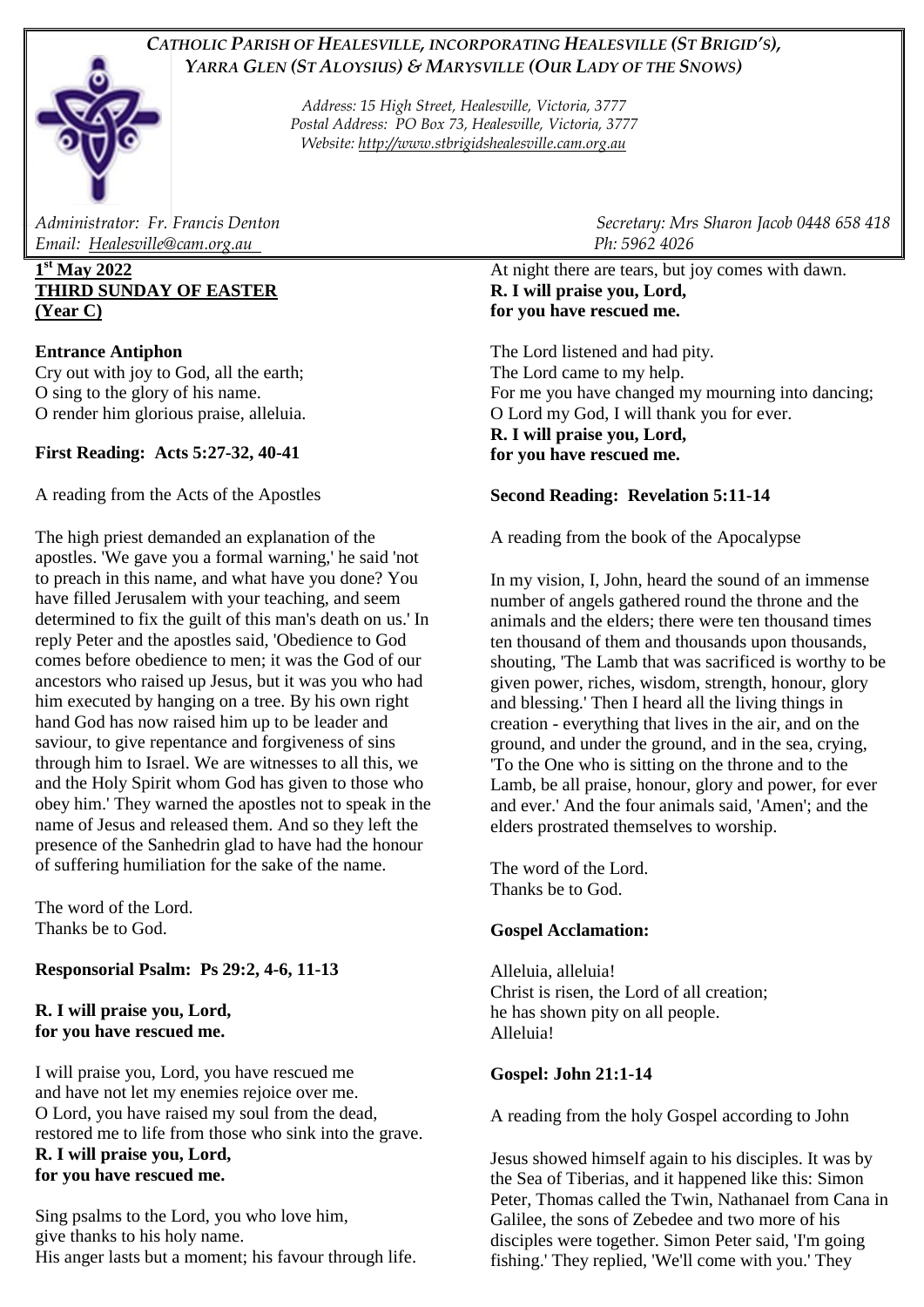*CATHOLIC PARISH OF HEALESVILLE, INCORPORATING HEALESVILLE (ST BRIGID'S), YARRA GLEN (ST ALOYSIUS) & MARYSVILLE (OUR LADY OF THE SNOWS)*

*Address: 15 High Street, Healesville, Victoria, 3777*
*Postal Address: PO Box 73, Healesville, Victoria, 3777*
*Website: http://www.stbrigidshealesville.cam.org.au*

*Administrator: Fr. Francis Denton*
*Email: Healesville@cam.org.au*

*Secretary: Mrs Sharon Jacob 0448 658 418*
*Ph: 5962 4026*

**1st May 2022**
**THIRD SUNDAY OF EASTER**
**(Year C)**

**Entrance Antiphon**

Cry out with joy to God, all the earth;
O sing to the glory of his name.
O render him glorious praise, alleluia.

**First Reading: Acts 5:27-32, 40-41**

A reading from the Acts of the Apostles

The high priest demanded an explanation of the apostles. 'We gave you a formal warning,' he said 'not to preach in this name, and what have you done? You have filled Jerusalem with your teaching, and seem determined to fix the guilt of this man's death on us.' In reply Peter and the apostles said, 'Obedience to God comes before obedience to men; it was the God of our ancestors who raised up Jesus, but it was you who had him executed by hanging on a tree. By his own right hand God has now raised him up to be leader and saviour, to give repentance and forgiveness of sins through him to Israel. We are witnesses to all this, we and the Holy Spirit whom God has given to those who obey him.' They warned the apostles not to speak in the name of Jesus and released them. And so they left the presence of the Sanhedrin glad to have had the honour of suffering humiliation for the sake of the name.

The word of the Lord.
Thanks be to God.

**Responsorial Psalm: Ps 29:2, 4-6, 11-13**

**R. I will praise you, Lord,**
**for you have rescued me.**

I will praise you, Lord, you have rescued me
and have not let my enemies rejoice over me.
O Lord, you have raised my soul from the dead,
restored me to life from those who sink into the grave.
**R. I will praise you, Lord,**
**for you have rescued me.**

Sing psalms to the Lord, you who love him,
give thanks to his holy name.
His anger lasts but a moment; his favour through life.
At night there are tears, but joy comes with dawn.
**R. I will praise you, Lord,**
**for you have rescued me.**

The Lord listened and had pity.
The Lord came to my help.
For me you have changed my mourning into dancing;
O Lord my God, I will thank you for ever.
**R. I will praise you, Lord,**
**for you have rescued me.**

**Second Reading: Revelation 5:11-14**

A reading from the book of the Apocalypse

In my vision, I, John, heard the sound of an immense number of angels gathered round the throne and the animals and the elders; there were ten thousand times ten thousand of them and thousands upon thousands, shouting, 'The Lamb that was sacrificed is worthy to be given power, riches, wisdom, strength, honour, glory and blessing.' Then I heard all the living things in creation - everything that lives in the air, and on the ground, and under the ground, and in the sea, crying, 'To the One who is sitting on the throne and to the Lamb, be all praise, honour, glory and power, for ever and ever.' And the four animals said, 'Amen'; and the elders prostrated themselves to worship.

The word of the Lord.
Thanks be to God.

**Gospel Acclamation:**

Alleluia, alleluia!
Christ is risen, the Lord of all creation;
he has shown pity on all people.
Alleluia!

**Gospel: John 21:1-14**

A reading from the holy Gospel according to John

Jesus showed himself again to his disciples. It was by the Sea of Tiberias, and it happened like this: Simon Peter, Thomas called the Twin, Nathanael from Cana in Galilee, the sons of Zebedee and two more of his disciples were together. Simon Peter said, 'I'm going fishing.' They replied, 'We'll come with you.' They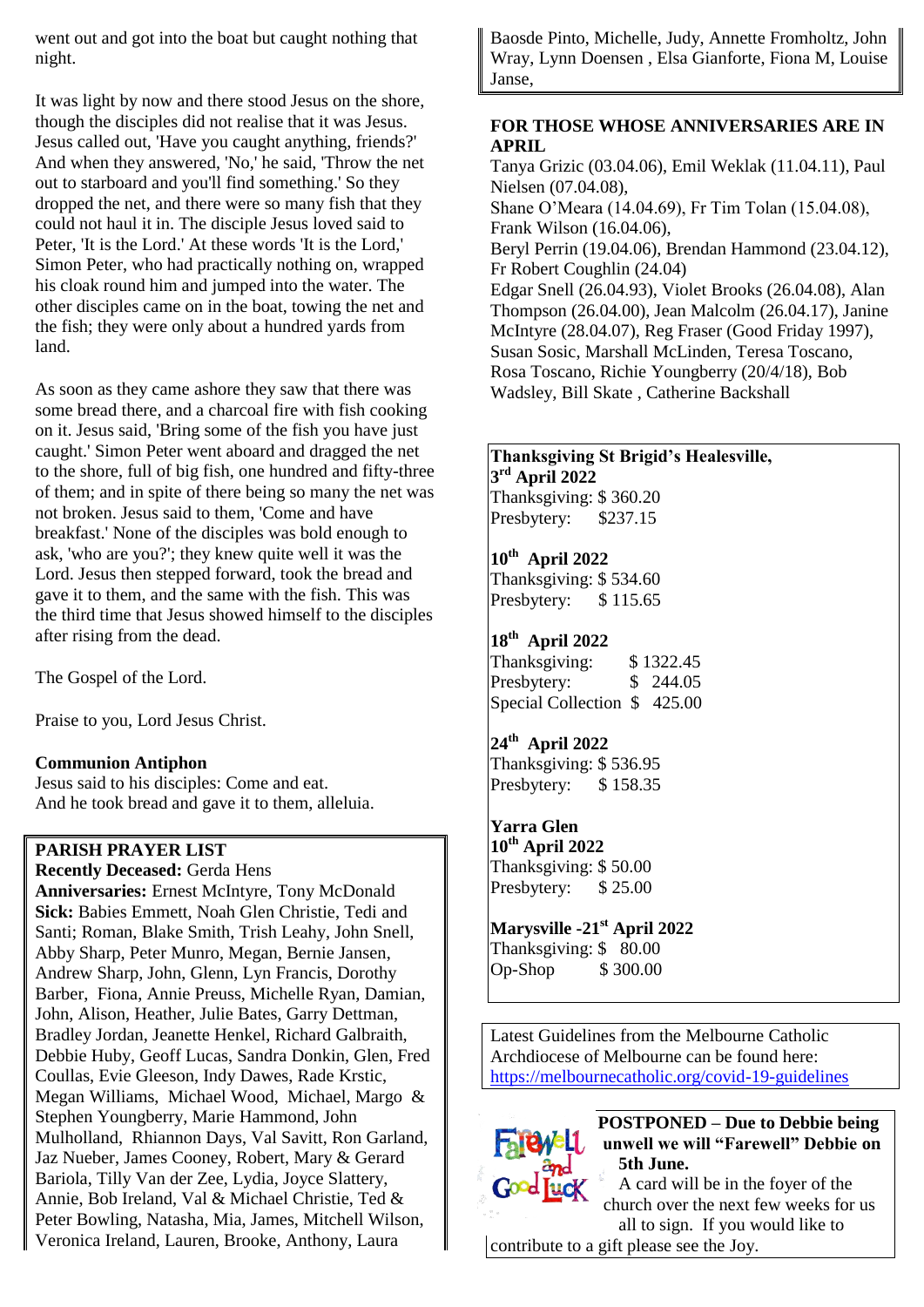went out and got into the boat but caught nothing that night.

It was light by now and there stood Jesus on the shore, though the disciples did not realise that it was Jesus. Jesus called out, 'Have you caught anything, friends?' And when they answered, 'No,' he said, 'Throw the net out to starboard and you'll find something.' So they dropped the net, and there were so many fish that they could not haul it in. The disciple Jesus loved said to Peter, 'It is the Lord.' At these words 'It is the Lord,' Simon Peter, who had practically nothing on, wrapped his cloak round him and jumped into the water. The other disciples came on in the boat, towing the net and the fish; they were only about a hundred yards from land.

As soon as they came ashore they saw that there was some bread there, and a charcoal fire with fish cooking on it. Jesus said, 'Bring some of the fish you have just caught.' Simon Peter went aboard and dragged the net to the shore, full of big fish, one hundred and fifty-three of them; and in spite of there being so many the net was not broken. Jesus said to them, 'Come and have breakfast.' None of the disciples was bold enough to ask, 'who are you?'; they knew quite well it was the Lord. Jesus then stepped forward, took the bread and gave it to them, and the same with the fish. This was the third time that Jesus showed himself to the disciples after rising from the dead.

The Gospel of the Lord.

Praise to you, Lord Jesus Christ.

**Communion Antiphon**
Jesus said to his disciples: Come and eat.
And he took bread and gave it to them, alleluia.

**PARISH PRAYER LIST**
**Recently Deceased:** Gerda Hens
**Anniversaries:** Ernest McIntyre, Tony McDonald
**Sick:** Babies Emmett, Noah Glen Christie, Tedi and Santi; Roman, Blake Smith, Trish Leahy, John Snell, Abby Sharp, Peter Munro, Megan, Bernie Jansen, Andrew Sharp, John, Glenn, Lyn Francis, Dorothy Barber, Fiona, Annie Preuss, Michelle Ryan, Damian, John, Alison, Heather, Julie Bates, Garry Dettman, Bradley Jordan, Jeanette Henkel, Richard Galbraith, Debbie Huby, Geoff Lucas, Sandra Donkin, Glen, Fred Coullas, Evie Gleeson, Indy Dawes, Rade Krstic, Megan Williams, Michael Wood, Michael, Margo & Stephen Youngberry, Marie Hammond, John Mulholland, Rhiannon Days, Val Savitt, Ron Garland, Jaz Nueber, James Cooney, Robert, Mary & Gerard Bariola, Tilly Van der Zee, Lydia, Joyce Slattery, Annie, Bob Ireland, Val & Michael Christie, Ted & Peter Bowling, Natasha, Mia, James, Mitchell Wilson, Veronica Ireland, Lauren, Brooke, Anthony, Laura Baosde Pinto, Michelle, Judy, Annette Fromholtz, John Wray, Lynn Doensen , Elsa Gianforte, Fiona M, Louise Janse,

**FOR THOSE WHOSE ANNIVERSARIES ARE IN APRIL**
Tanya Grizic (03.04.06), Emil Weklak (11.04.11), Paul Nielsen (07.04.08),
Shane O'Meara (14.04.69), Fr Tim Tolan (15.04.08), Frank Wilson (16.04.06),
Beryl Perrin (19.04.06), Brendan Hammond (23.04.12), Fr Robert Coughlin (24.04)
Edgar Snell (26.04.93), Violet Brooks (26.04.08), Alan Thompson (26.04.00), Jean Malcolm (26.04.17), Janine McIntyre (28.04.07), Reg Fraser (Good Friday 1997), Susan Sosic, Marshall McLinden, Teresa Toscano, Rosa Toscano, Richie Youngberry (20/4/18), Bob Wadsley, Bill Skate , Catherine Backshall

**Thanksgiving St Brigid's Healesville,**
**3rd April 2022**
Thanksgiving: $ 360.20
Presbytery: $237.15

**10th April 2022**
Thanksgiving: $ 534.60
Presbytery: $ 115.65

**18th April 2022**
Thanksgiving: $ 1322.45
Presbytery: $ 244.05
Special Collection $ 425.00

**24th April 2022**
Thanksgiving: $ 536.95
Presbytery: $ 158.35

**Yarra Glen**
**10th April 2022**
Thanksgiving: $ 50.00
Presbytery: $ 25.00

**Marysville -21st April 2022**
Thanksgiving: $ 80.00
Op-Shop $ 300.00

Latest Guidelines from the Melbourne Catholic Archdiocese of Melbourne can be found here: https://melbournecatholic.org/covid-19-guidelines

Farewell and Good Luck

**POSTPONED – Due to Debbie being unwell we will "Farewell" Debbie on 5th June.**
A card will be in the foyer of the church over the next few weeks for us all to sign. If you would like to contribute to a gift please see the Joy.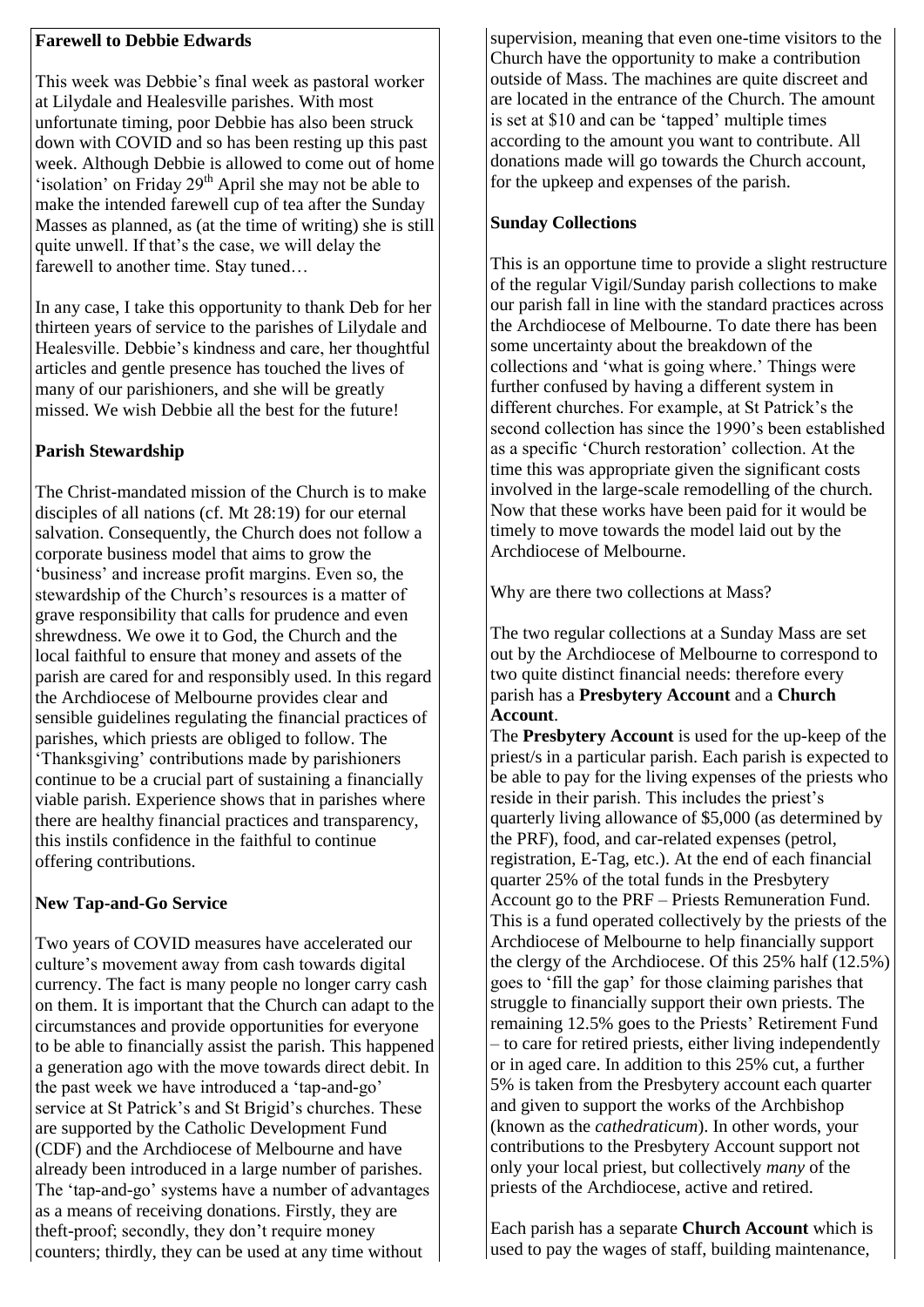**Farewell to Debbie Edwards**

This week was Debbie's final week as pastoral worker at Lilydale and Healesville parishes. With most unfortunate timing, poor Debbie has also been struck down with COVID and so has been resting up this past week. Although Debbie is allowed to come out of home 'isolation' on Friday 29th April she may not be able to make the intended farewell cup of tea after the Sunday Masses as planned, as (at the time of writing) she is still quite unwell. If that's the case, we will delay the farewell to another time. Stay tuned…

In any case, I take this opportunity to thank Deb for her thirteen years of service to the parishes of Lilydale and Healesville. Debbie's kindness and care, her thoughtful articles and gentle presence has touched the lives of many of our parishioners, and she will be greatly missed. We wish Debbie all the best for the future!

**Parish Stewardship**

The Christ-mandated mission of the Church is to make disciples of all nations (cf. Mt 28:19) for our eternal salvation. Consequently, the Church does not follow a corporate business model that aims to grow the 'business' and increase profit margins. Even so, the stewardship of the Church's resources is a matter of grave responsibility that calls for prudence and even shrewdness. We owe it to God, the Church and the local faithful to ensure that money and assets of the parish are cared for and responsibly used. In this regard the Archdiocese of Melbourne provides clear and sensible guidelines regulating the financial practices of parishes, which priests are obliged to follow. The 'Thanksgiving' contributions made by parishioners continue to be a crucial part of sustaining a financially viable parish. Experience shows that in parishes where there are healthy financial practices and transparency, this instils confidence in the faithful to continue offering contributions.

**New Tap-and-Go Service**

Two years of COVID measures have accelerated our culture's movement away from cash towards digital currency. The fact is many people no longer carry cash on them. It is important that the Church can adapt to the circumstances and provide opportunities for everyone to be able to financially assist the parish. This happened a generation ago with the move towards direct debit. In the past week we have introduced a 'tap-and-go' service at St Patrick's and St Brigid's churches. These are supported by the Catholic Development Fund (CDF) and the Archdiocese of Melbourne and have already been introduced in a large number of parishes. The 'tap-and-go' systems have a number of advantages as a means of receiving donations. Firstly, they are theft-proof; secondly, they don't require money counters; thirdly, they can be used at any time without supervision, meaning that even one-time visitors to the Church have the opportunity to make a contribution outside of Mass. The machines are quite discreet and are located in the entrance of the Church. The amount is set at $10 and can be 'tapped' multiple times according to the amount you want to contribute. All donations made will go towards the Church account, for the upkeep and expenses of the parish.

**Sunday Collections**

This is an opportune time to provide a slight restructure of the regular Vigil/Sunday parish collections to make our parish fall in line with the standard practices across the Archdiocese of Melbourne. To date there has been some uncertainty about the breakdown of the collections and 'what is going where.' Things were further confused by having a different system in different churches. For example, at St Patrick's the second collection has since the 1990's been established as a specific 'Church restoration' collection. At the time this was appropriate given the significant costs involved in the large-scale remodelling of the church. Now that these works have been paid for it would be timely to move towards the model laid out by the Archdiocese of Melbourne.

Why are there two collections at Mass?

The two regular collections at a Sunday Mass are set out by the Archdiocese of Melbourne to correspond to two quite distinct financial needs: therefore every parish has a **Presbytery Account** and a **Church Account**.

The **Presbytery Account** is used for the up-keep of the priest/s in a particular parish. Each parish is expected to be able to pay for the living expenses of the priests who reside in their parish. This includes the priest's quarterly living allowance of $5,000 (as determined by the PRF), food, and car-related expenses (petrol, registration, E-Tag, etc.). At the end of each financial quarter 25% of the total funds in the Presbytery Account go to the PRF – Priests Remuneration Fund. This is a fund operated collectively by the priests of the Archdiocese of Melbourne to help financially support the clergy of the Archdiocese. Of this 25% half (12.5%) goes to 'fill the gap' for those claiming parishes that struggle to financially support their own priests. The remaining 12.5% goes to the Priests' Retirement Fund – to care for retired priests, either living independently or in aged care. In addition to this 25% cut, a further 5% is taken from the Presbytery account each quarter and given to support the works of the Archbishop (known as the *cathedraticum*). In other words, your contributions to the Presbytery Account support not only your local priest, but collectively *many* of the priests of the Archdiocese, active and retired.

Each parish has a separate **Church Account** which is used to pay the wages of staff, building maintenance,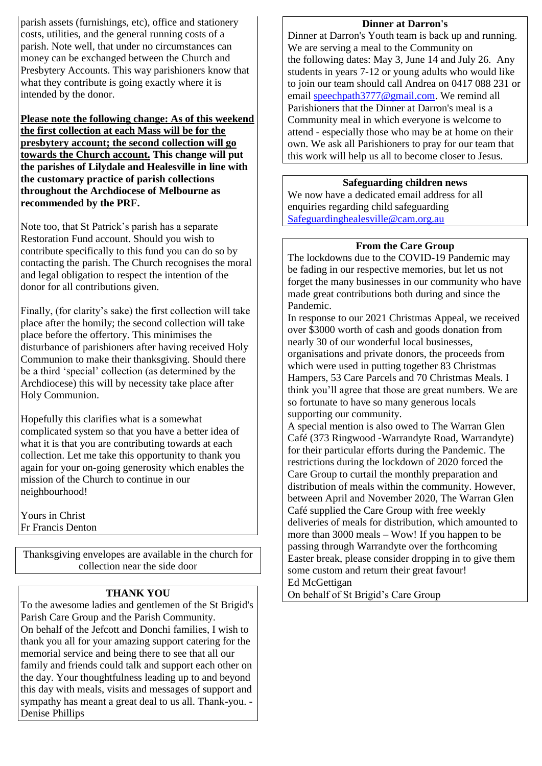parish assets (furnishings, etc), office and stationery costs, utilities, and the general running costs of a parish. Note well, that under no circumstances can money can be exchanged between the Church and Presbytery Accounts. This way parishioners know that what they contribute is going exactly where it is intended by the donor.

**Please note the following change: As of this weekend the first collection at each Mass will be for the presbytery account; the second collection will go towards the Church account. This change will put the parishes of Lilydale and Healesville in line with the customary practice of parish collections throughout the Archdiocese of Melbourne as recommended by the PRF.**

Note too, that St Patrick's parish has a separate Restoration Fund account. Should you wish to contribute specifically to this fund you can do so by contacting the parish. The Church recognises the moral and legal obligation to respect the intention of the donor for all contributions given.

Finally, (for clarity's sake) the first collection will take place after the homily; the second collection will take place before the offertory. This minimises the disturbance of parishioners after having received Holy Communion to make their thanksgiving. Should there be a third 'special' collection (as determined by the Archdiocese) this will by necessity take place after Holy Communion.

Hopefully this clarifies what is a somewhat complicated system so that you have a better idea of what it is that you are contributing towards at each collection. Let me take this opportunity to thank you again for your on-going generosity which enables the mission of the Church to continue in our neighbourhood!

Yours in Christ
Fr Francis Denton

Thanksgiving envelopes are available in the church for collection near the side door

## THANK YOU

To the awesome ladies and gentlemen of the St Brigid's Parish Care Group and the Parish Community.
On behalf of the Jefcott and Donchi families, I wish to thank you all for your amazing support catering for the memorial service and being there to see that all our family and friends could talk and support each other on the day. Your thoughtfulness leading up to and beyond this day with meals, visits and messages of support and sympathy has meant a great deal to us all. Thank-you. - Denise Phillips

## Dinner at Darron's

Dinner at Darron's Youth team is back up and running. We are serving a meal to the Community on the following dates: May 3, June 14 and July 26. Any students in years 7-12 or young adults who would like to join our team should call Andrea on 0417 088 231 or email speechpath3777@gmail.com. We remind all Parishioners that the Dinner at Darron's meal is a Community meal in which everyone is welcome to attend - especially those who may be at home on their own. We ask all Parishioners to pray for our team that this work will help us all to become closer to Jesus.

## Safeguarding children news

We now have a dedicated email address for all enquiries regarding child safeguarding
Safeguardinghealesville@cam.org.au

## From the Care Group

The lockdowns due to the COVID-19 Pandemic may be fading in our respective memories, but let us not forget the many businesses in our community who have made great contributions both during and since the Pandemic.
In response to our 2021 Christmas Appeal, we received over $3000 worth of cash and goods donation from nearly 30 of our wonderful local businesses, organisations and private donors, the proceeds from which were used in putting together 83 Christmas Hampers, 53 Care Parcels and 70 Christmas Meals. I think you'll agree that those are great numbers. We are so fortunate to have so many generous locals supporting our community.
A special mention is also owed to The Warran Glen Café (373 Ringwood -Warrandyte Road, Warrandyte) for their particular efforts during the Pandemic. The restrictions during the lockdown of 2020 forced the Care Group to curtail the monthly preparation and distribution of meals within the community. However, between April and November 2020, The Warran Glen Café supplied the Care Group with free weekly deliveries of meals for distribution, which amounted to more than 3000 meals – Wow! If you happen to be passing through Warrandyte over the forthcoming Easter break, please consider dropping in to give them some custom and return their great favour!
Ed McGettigan
On behalf of St Brigid's Care Group